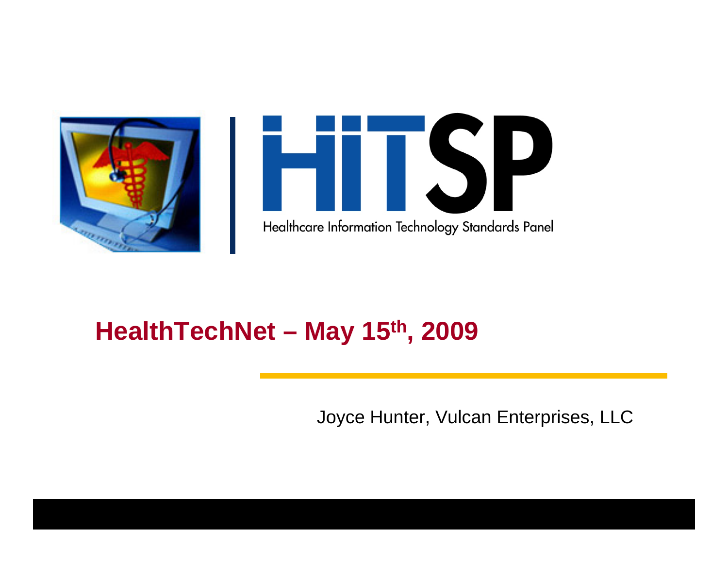# HITSP

Healthcare Information Technology Standards Panel

## HealthTechNet – May 15th, 2009

Joyce Hunter, Vulcan Enterprises, LLC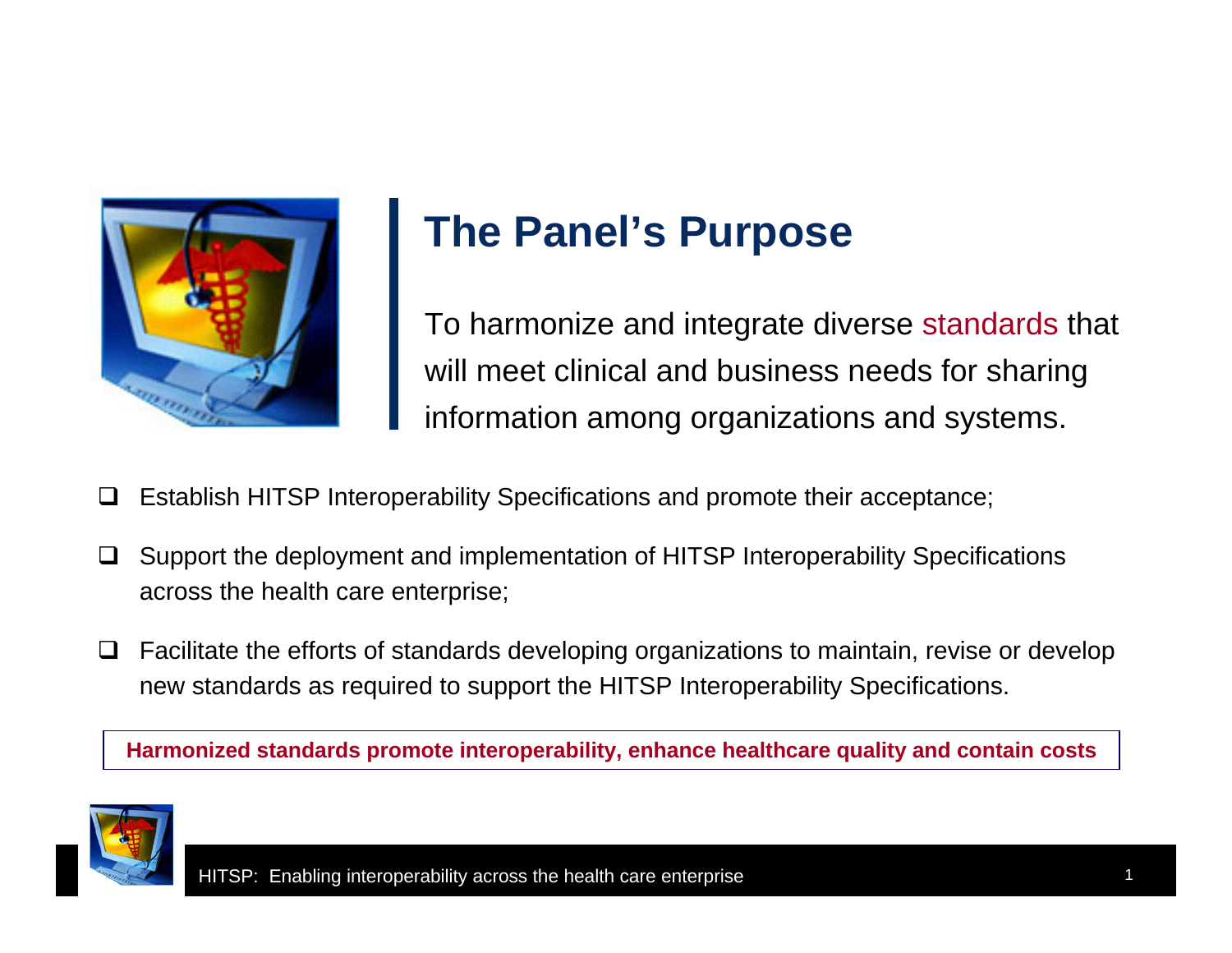# The Panel's Purpose

To harmonize and integrate diverse standards that will meet clinical and business needs for sharing information among organizations and systems.

- Establish HITSP Interoperability Specifications and promote their acceptance;
- Support the deployment and implementation of HITSP Interoperability Specifications across the health care enterprise;
- Facilitate the efforts of standards developing organizations to maintain, revise or develop new standards as required to support the HITSP Interoperability Specifications.

**Harmonized standards promote interoperability, enhance healthcare quality and contain costs**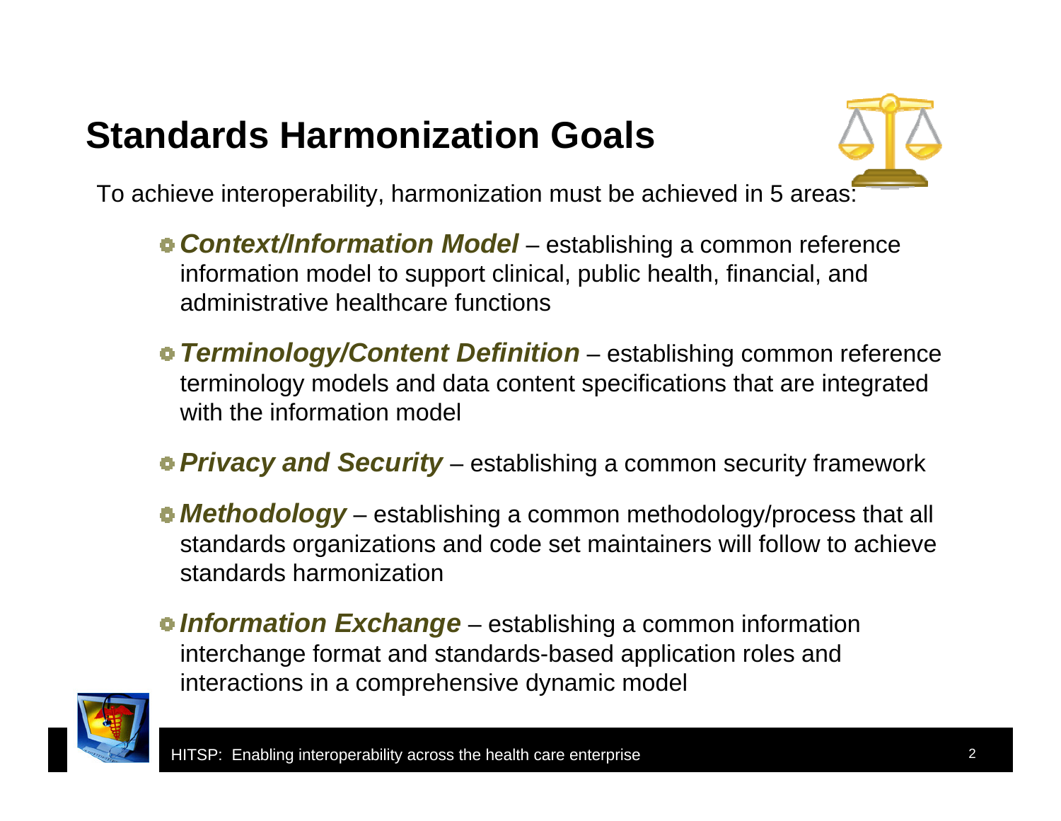# Standards Harmonization Goals

To achieve interoperability, harmonization must be achieved in 5 areas:

- ***Context/Information Model*** – establishing a common reference information model to support clinical, public health, financial, and administrative healthcare functions
- ***Terminology/Content Definition*** – establishing common reference terminology models and data content specifications that are integrated with the information model
- ***Privacy and Security*** – establishing a common security framework
- ***Methodology*** – establishing a common methodology/process that all standards organizations and code set maintainers will follow to achieve standards harmonization
- ***Information Exchange*** – establishing a common information interchange format and standards-based application roles and interactions in a comprehensive dynamic model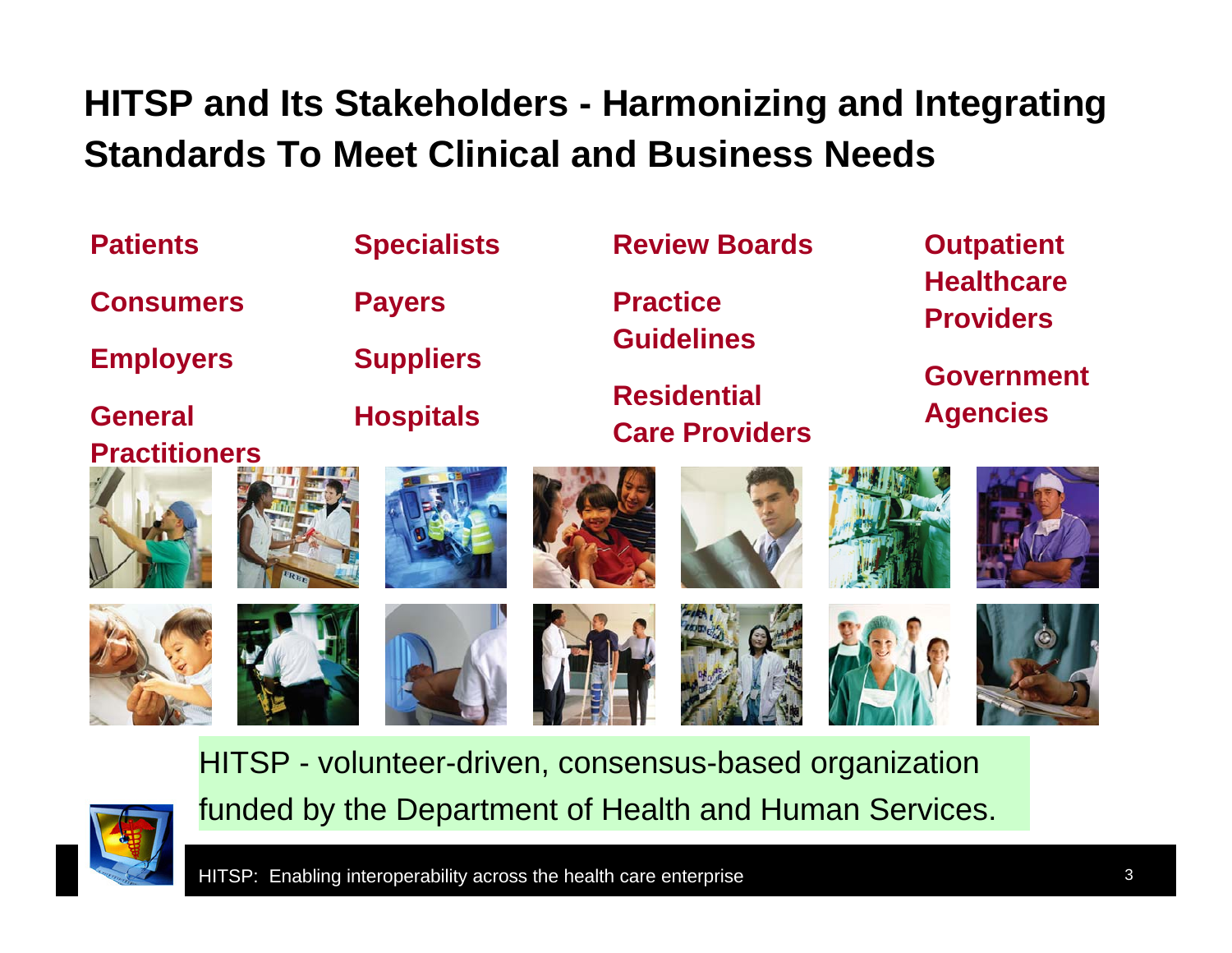# HITSP and Its Stakeholders - Harmonizing and Integrating Standards To Meet Clinical and Business Needs

- **Patients**
- **Consumers**
- **Employers**
- **General Practitioners**
- **Specialists**
- **Payers**
- **Suppliers**
- **Hospitals**
- **Review Boards**
- **Practice Guidelines**
- **Residential Care Providers**
- **Outpatient Healthcare Providers**
- **Government Agencies**

HITSP - volunteer-driven, consensus-based organization funded by the Department of Health and Human Services.

HITSP: Enabling interoperability across the health care enterprise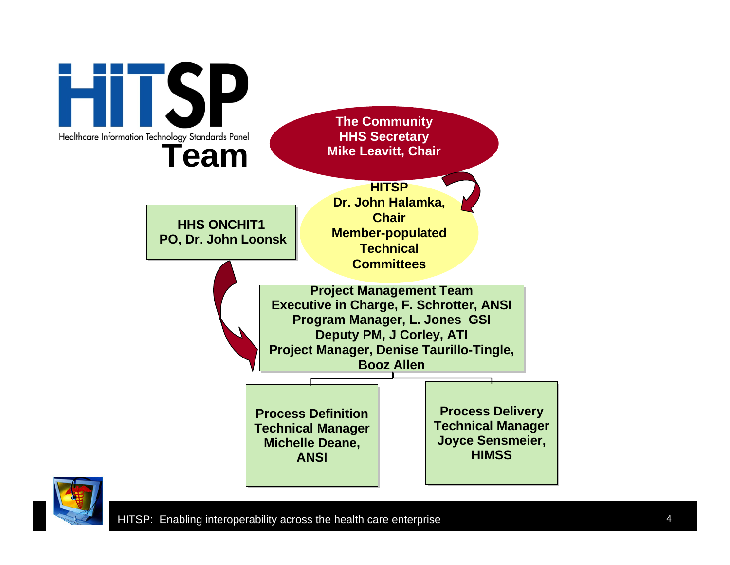# HITSP Team

Healthcare Information Technology Standards Panel

**The Community**
**HHS Secretary**
**Mike Leavitt, Chair**

**HITSP**
**Dr. John Halamka, Chair**
**Member-populated Technical Committees**

**HHS ONCHIT1**
**PO, Dr. John Loonsk**

**Project Management Team**
**Executive in Charge, F. Schrotter, ANSI**
**Program Manager, L. Jones GSI**
**Deputy PM, J Corley, ATI**
**Project Manager, Denise Taurillo-Tingle, Booz Allen**

**Process Definition Technical Manager**
**Michelle Deane, ANSI**

**Process Delivery Technical Manager**
**Joyce Sensmeier, HIMSS**

HITSP: Enabling interoperability across the health care enterprise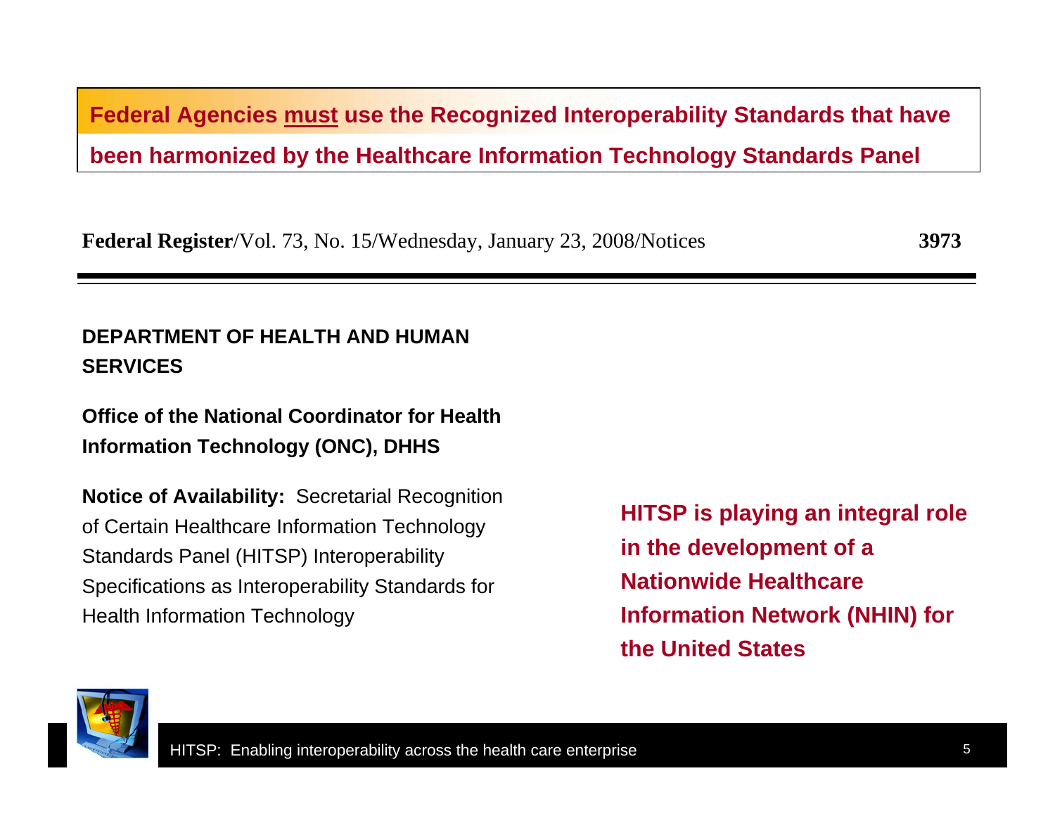**Federal Agencies <u>must</u> use the Recognized Interoperability Standards that have been harmonized by the Healthcare Information Technology Standards Panel**

**Federal Register**/Vol. 73, No. 15/Wednesday, January 23, 2008/Notices **3973**

**DEPARTMENT OF HEALTH AND HUMAN SERVICES**

**Office of the National Coordinator for Health Information Technology (ONC), DHHS**

**Notice of Availability:** Secretarial Recognition of Certain Healthcare Information Technology Standards Panel (HITSP) Interoperability Specifications as Interoperability Standards for Health Information Technology

**HITSP is playing an integral role in the development of a Nationwide Healthcare Information Network (NHIN) for the United States**

HITSP: Enabling interoperability across the health care enterprise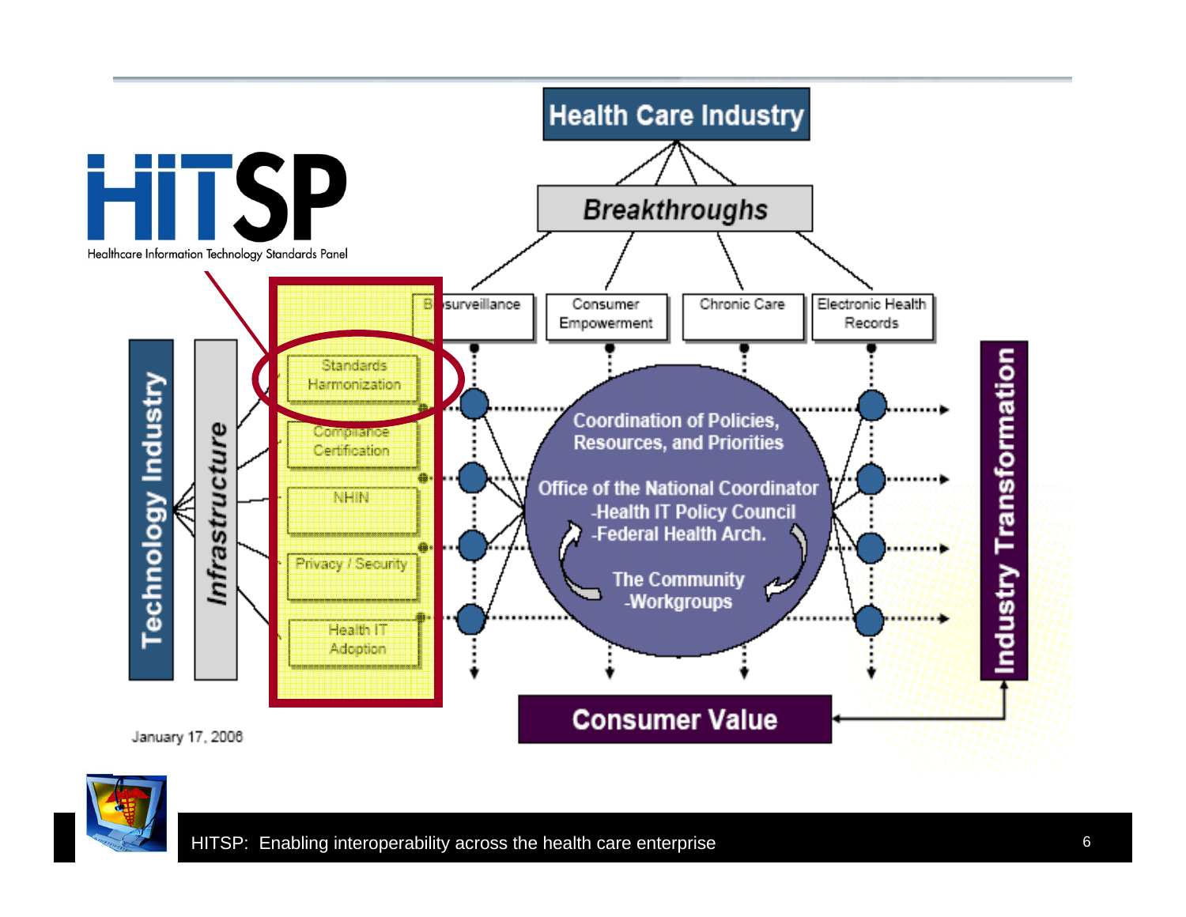HiTSP

Healthcare Information Technology Standards Panel

Health Care Industry

Breakthroughs

Biosurveillance

Consumer Empowerment

Chronic Care

Electronic Health Records

Technology Industry

Infrastructure

Standards Harmonization

Compliance Certification

NHIN

Privacy / Security

Health IT Adoption

Coordination of Policies, Resources, and Priorities

Office of the National Coordinator
- Health IT Policy Council
- Federal Health Arch.

The Community
- Workgroups

Industry Transformation

Consumer Value

January 17, 2006

HITSP: Enabling interoperability across the health care enterprise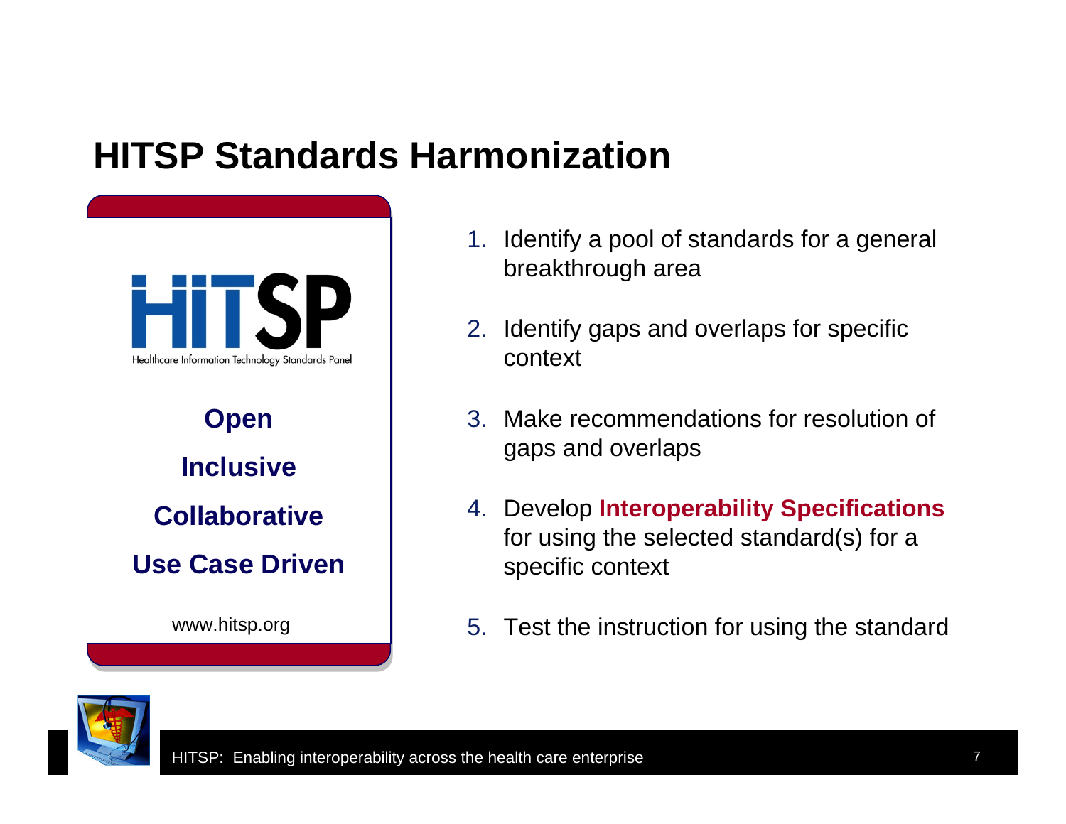# HITSP Standards Harmonization

HITSP

Healthcare Information Technology Standards Panel

**Open**

**Inclusive**

**Collaborative**

**Use Case Driven**

www.hitsp.org

1. Identify a pool of standards for a general breakthrough area
2. Identify gaps and overlaps for specific context
3. Make recommendations for resolution of gaps and overlaps
4. Develop **Interoperability Specifications** for using the selected standard(s) for a specific context
5. Test the instruction for using the standard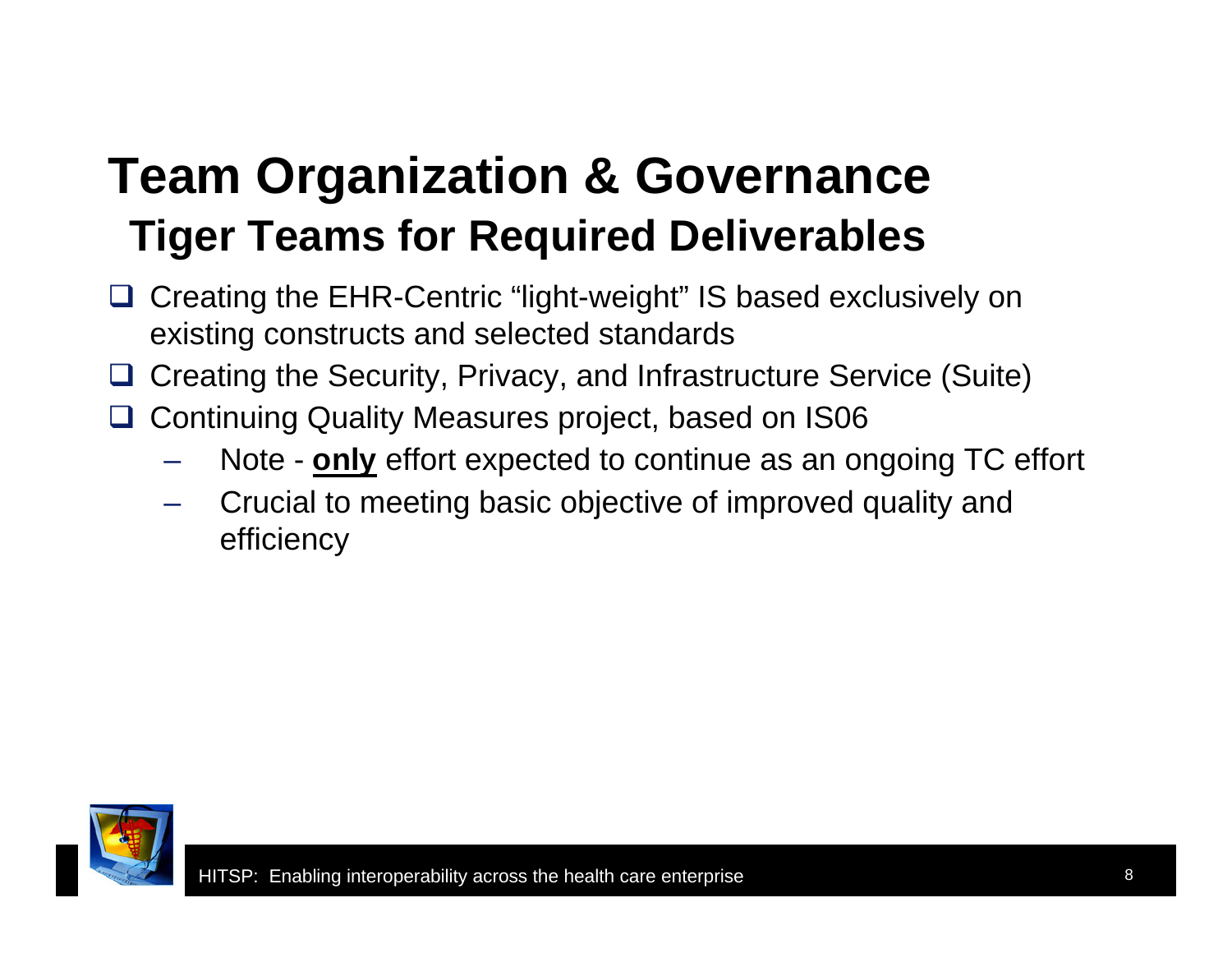# Team Organization & Governance

## Tiger Teams for Required Deliverables

- Creating the EHR-Centric “light-weight” IS based exclusively on existing constructs and selected standards
- Creating the Security, Privacy, and Infrastructure Service (Suite)
- Continuing Quality Measures project, based on IS06
  - Note - **only** effort expected to continue as an ongoing TC effort
  - Crucial to meeting basic objective of improved quality and efficiency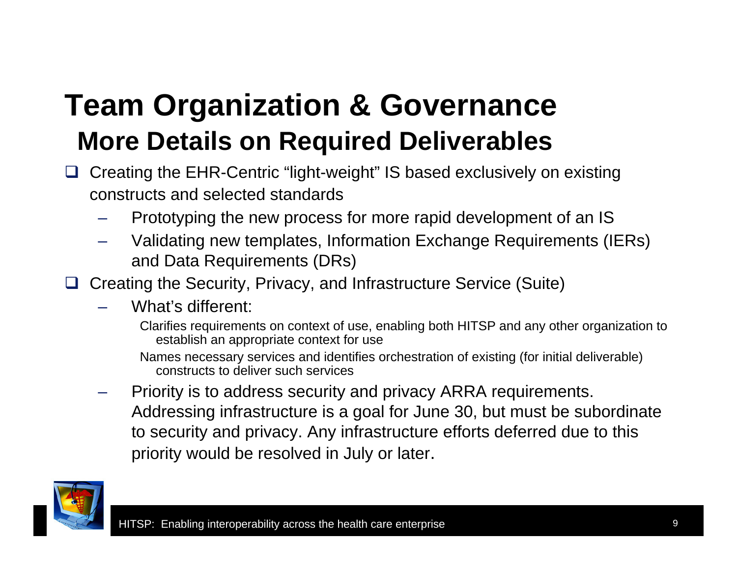# Team Organization & Governance

## More Details on Required Deliverables

- Creating the EHR-Centric "light-weight" IS based exclusively on existing constructs and selected standards
  - Prototyping the new process for more rapid development of an IS
  - Validating new templates, Information Exchange Requirements (IERs) and Data Requirements (DRs)
- Creating the Security, Privacy, and Infrastructure Service (Suite)
  - What's different:
    - Clarifies requirements on context of use, enabling both HITSP and any other organization to establish an appropriate context for use
    - Names necessary services and identifies orchestration of existing (for initial deliverable) constructs to deliver such services
  - Priority is to address security and privacy ARRA requirements. Addressing infrastructure is a goal for June 30, but must be subordinate to security and privacy. Any infrastructure efforts deferred due to this priority would be resolved in July or later.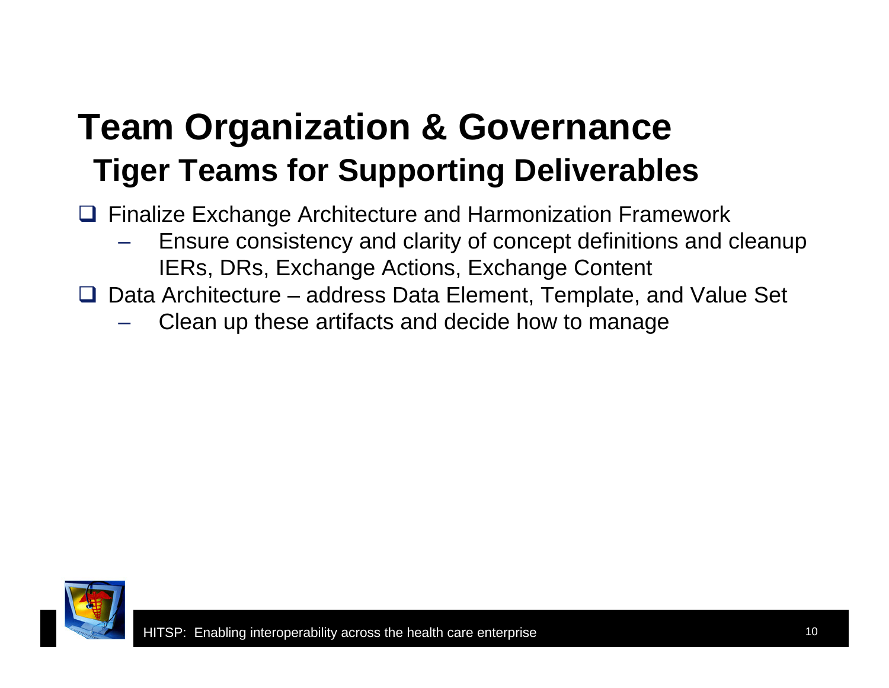# Team Organization & Governance

## Tiger Teams for Supporting Deliverables

- Finalize Exchange Architecture and Harmonization Framework
  - Ensure consistency and clarity of concept definitions and cleanup IERs, DRs, Exchange Actions, Exchange Content
- Data Architecture – address Data Element, Template, and Value Set
  - Clean up these artifacts and decide how to manage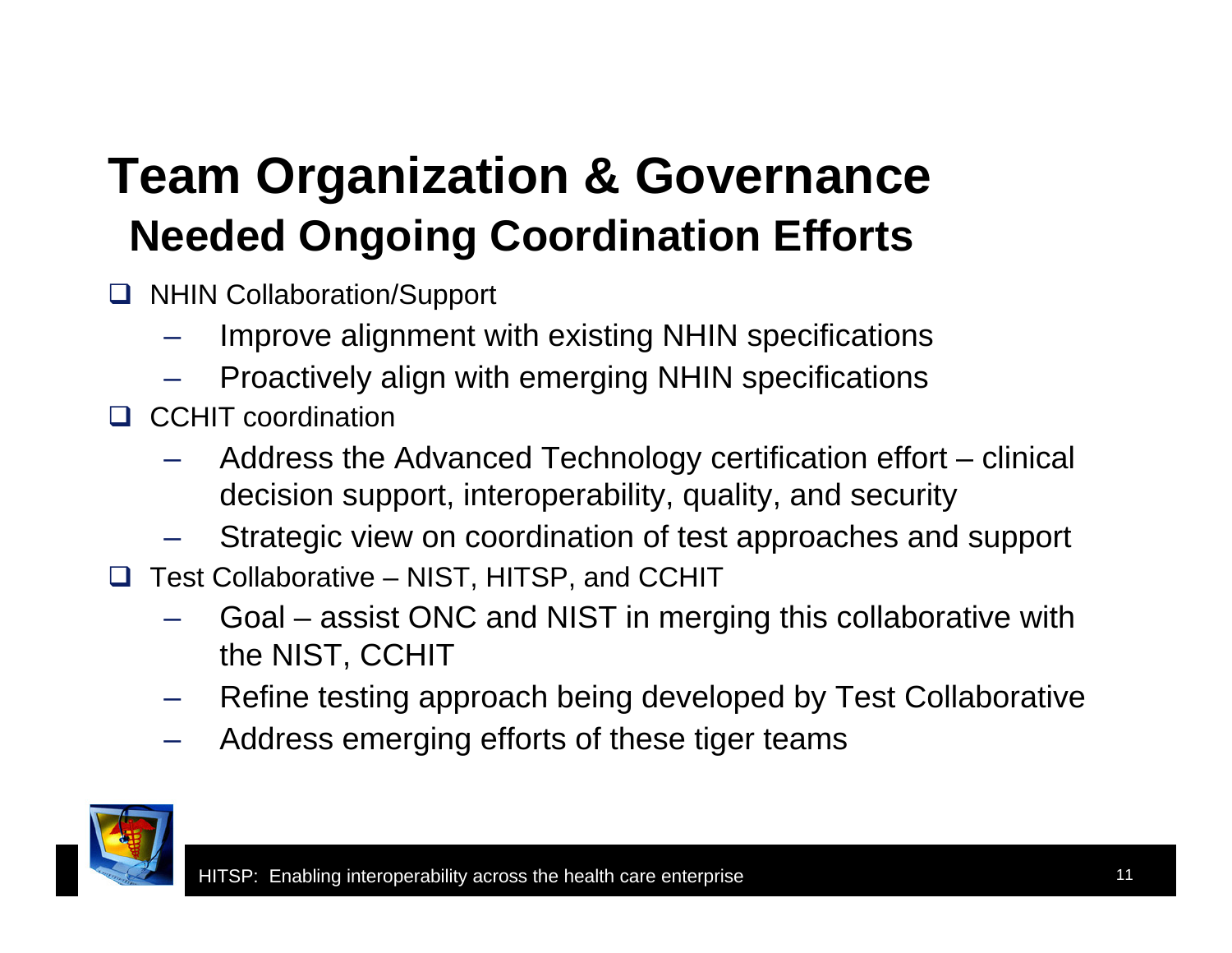# Team Organization & Governance

## Needed Ongoing Coordination Efforts

- NHIN Collaboration/Support
  - Improve alignment with existing NHIN specifications
  - Proactively align with emerging NHIN specifications
- CCHIT coordination
  - Address the Advanced Technology certification effort – clinical decision support, interoperability, quality, and security
  - Strategic view on coordination of test approaches and support
- Test Collaborative – NIST, HITSP, and CCHIT
  - Goal – assist ONC and NIST in merging this collaborative with the NIST, CCHIT
  - Refine testing approach being developed by Test Collaborative
  - Address emerging efforts of these tiger teams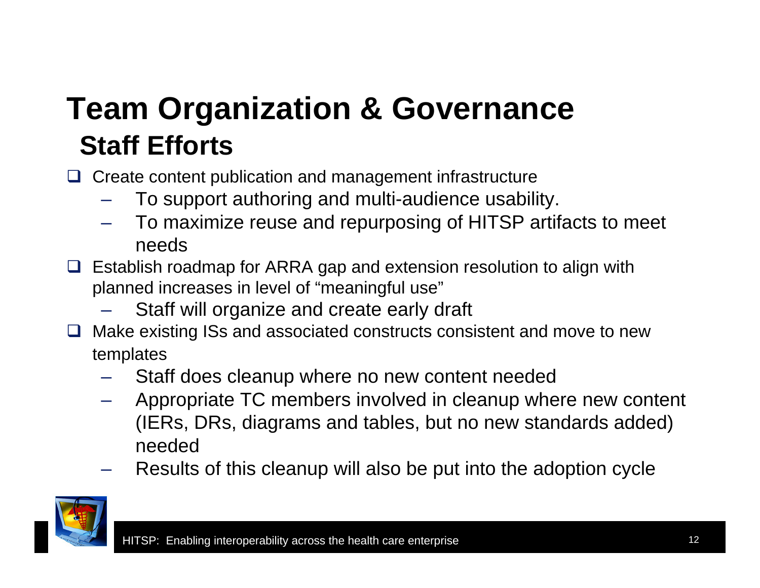# Team Organization & Governance

## Staff Efforts

- Create content publication and management infrastructure
  - To support authoring and multi-audience usability.
  - To maximize reuse and repurposing of HITSP artifacts to meet needs
- Establish roadmap for ARRA gap and extension resolution to align with planned increases in level of "meaningful use"
  - Staff will organize and create early draft
- Make existing ISs and associated constructs consistent and move to new templates
  - Staff does cleanup where no new content needed
  - Appropriate TC members involved in cleanup where new content (IERs, DRs, diagrams and tables, but no new standards added) needed
  - Results of this cleanup will also be put into the adoption cycle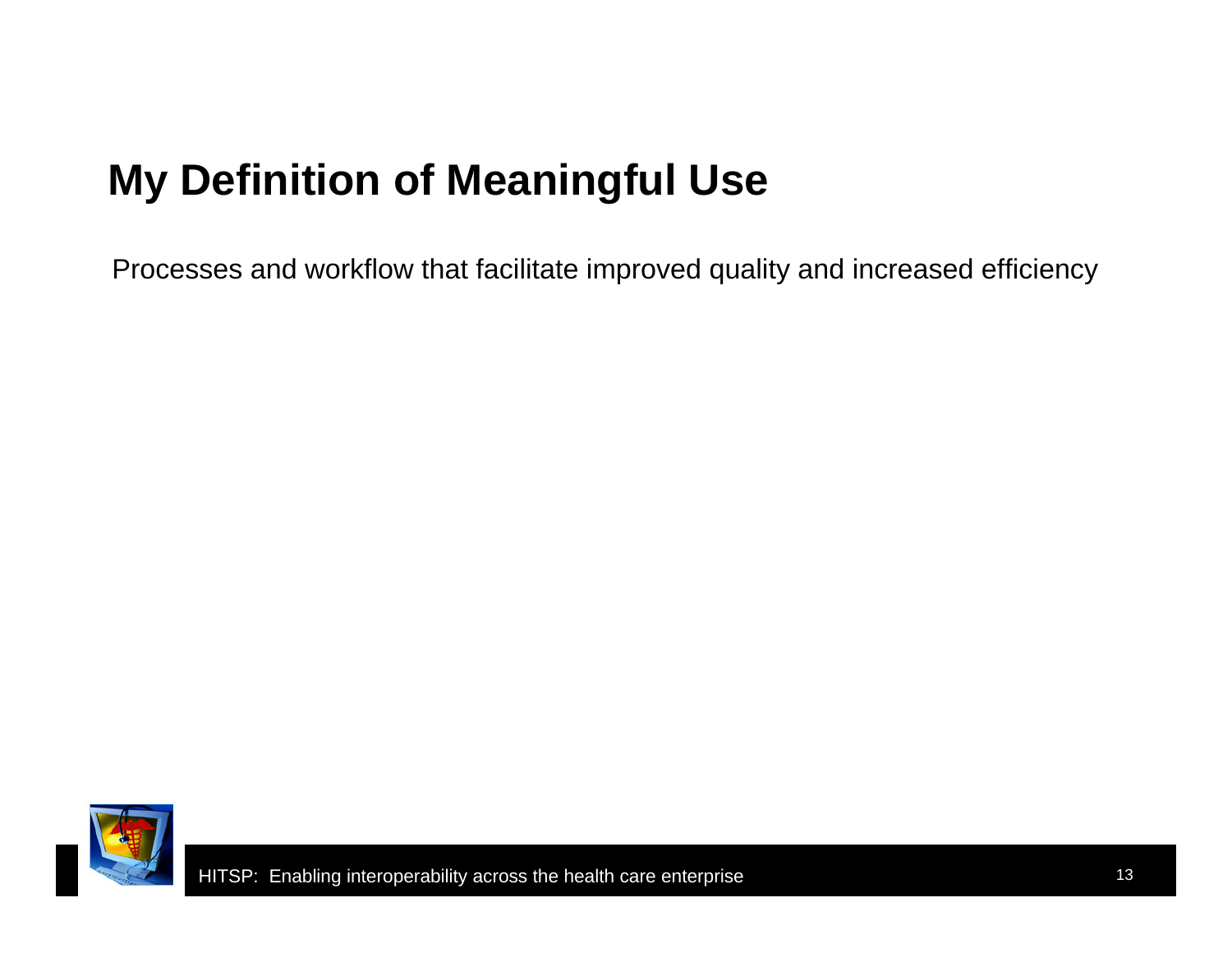# My Definition of Meaningful Use

Processes and workflow that facilitate improved quality and increased efficiency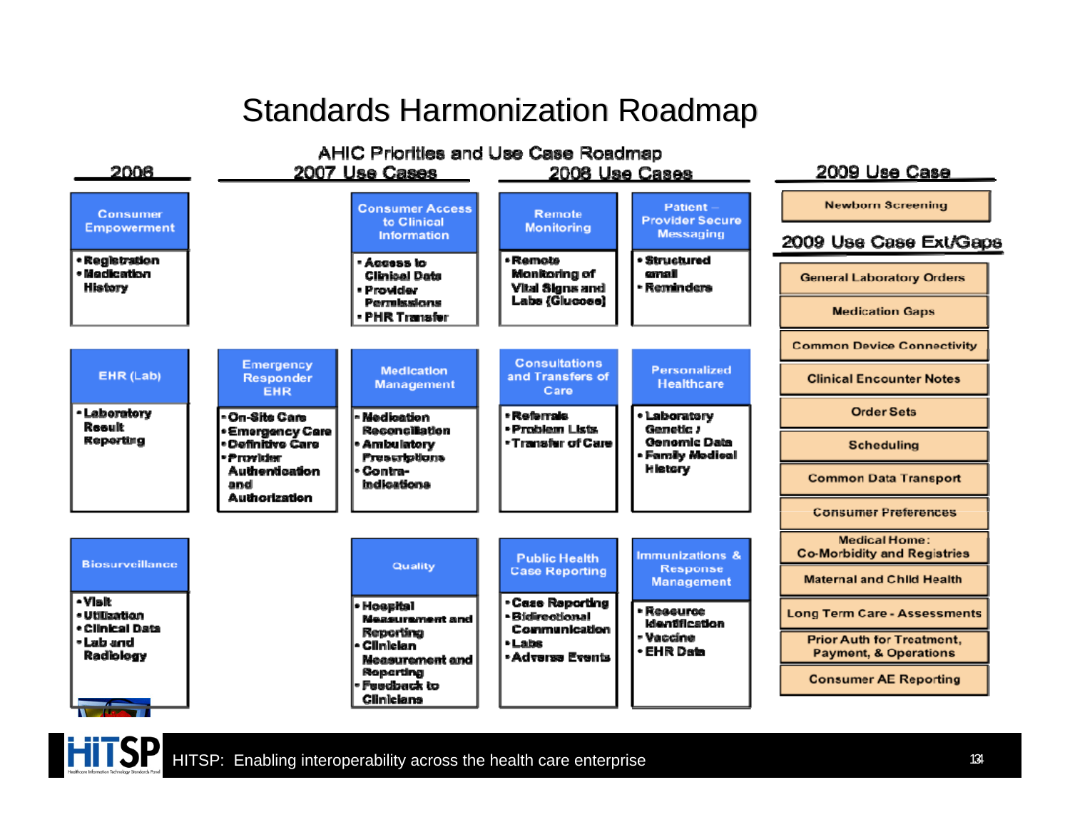# Standards Harmonization Roadmap

## AHIC Priorities and Use Case Roadmap

| 2006 | 2007 Use Cases | | 2008 Use Cases | |
|---|---|---|---|---|
| **Consumer Empowerment**<br>• Registration<br>• Medication History | | **Consumer Access to Clinical Information**<br>• Access to Clinical Data<br>• Provider Permissions<br>• PHR Transfer | **Remote Monitoring**<br>• Remote Monitoring of Vital Signs and Labs (Glucose) | **Patient – Provider Secure Messaging**<br>• Structured email<br>• Reminders |
| **EHR (Lab)**<br>• Laboratory Result Reporting | **Emergency Responder EHR**<br>• On-Site Care<br>• Emergency Care<br>• Definitive Care<br>• Provider Authentication and Authorization | **Medication Management**<br>• Medication Reconciliation<br>• Ambulatory Prescriptions<br>• Contra-indications | **Consultations and Transfers of Care**<br>• Referrals<br>• Problem Lists<br>• Transfer of Care | **Personalized Healthcare**<br>• Laboratory Genetic / Genomic Data<br>• Family Medical History |
| **Biosurveillance**<br>• Visit<br>• Utilization<br>• Clinical Data<br>• Lab and Radiology | | **Quality**<br>• Hospital Measurement and Reporting<br>• Clinician Measurement and Reporting<br>• Feedback to Clinicians | **Public Health Case Reporting**<br>• Case Reporting<br>• Bidirectional Communication<br>• Labs<br>• Adverse Events | **Immunizations & Response Management**<br>• Resource Identification<br>• Vaccine<br>• EHR Data |

### 2009 Use Case

- Newborn Screening

### 2009 Use Case Ext/Gaps

- General Laboratory Orders
- Medication Gaps
- Common Device Connectivity
- Clinical Encounter Notes
- Order Sets
- Scheduling
- Common Data Transport
- Consumer Preferences
- Medical Home: Co-Morbidity and Registries
- Maternal and Child Health
- Long Term Care - Assessments
- Prior Auth for Treatment, Payment, & Operations
- Consumer AE Reporting

HITSP: Enabling interoperability across the health care enterprise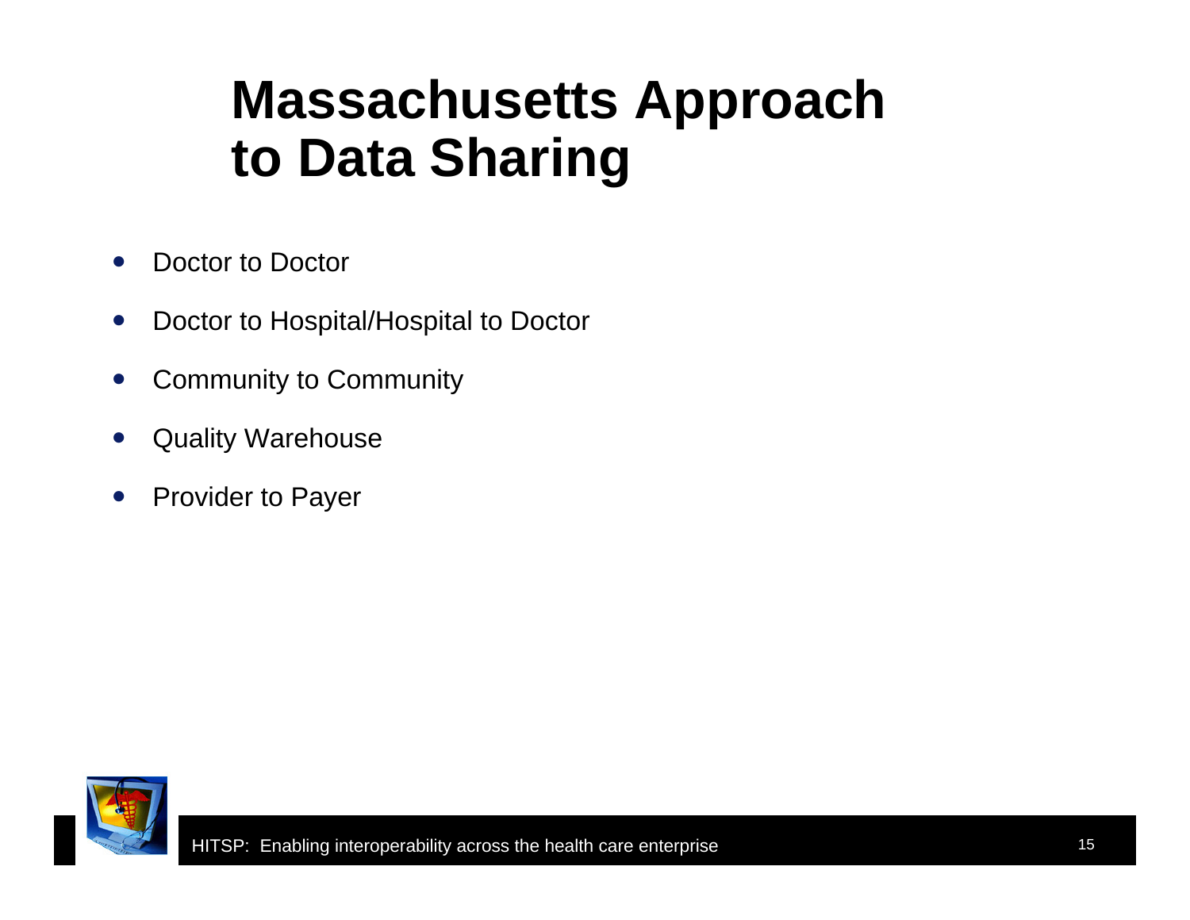# Massachusetts Approach to Data Sharing

- Doctor to Doctor
- Doctor to Hospital/Hospital to Doctor
- Community to Community
- Quality Warehouse
- Provider to Payer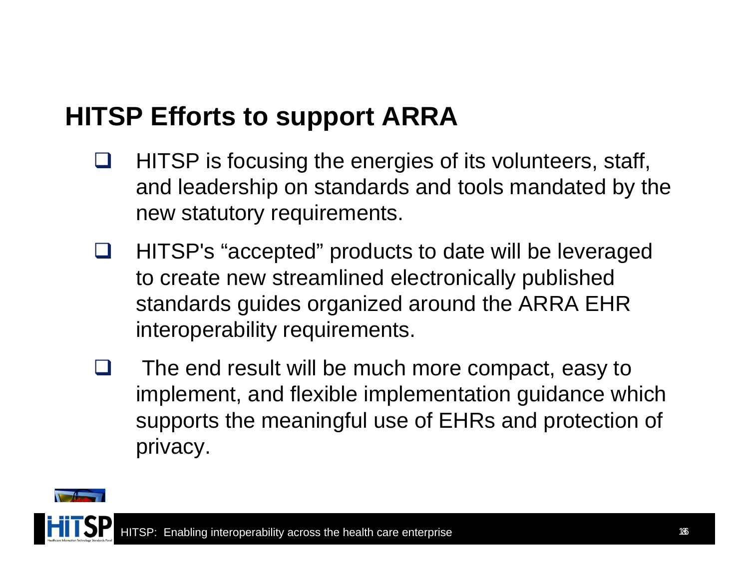## HITSP Efforts to support ARRA

- HITSP is focusing the energies of its volunteers, staff, and leadership on standards and tools mandated by the new statutory requirements.
- HITSP's "accepted" products to date will be leveraged to create new streamlined electronically published standards guides organized around the ARRA EHR interoperability requirements.
- The end result will be much more compact, easy to implement, and flexible implementation guidance which supports the meaningful use of EHRs and protection of privacy.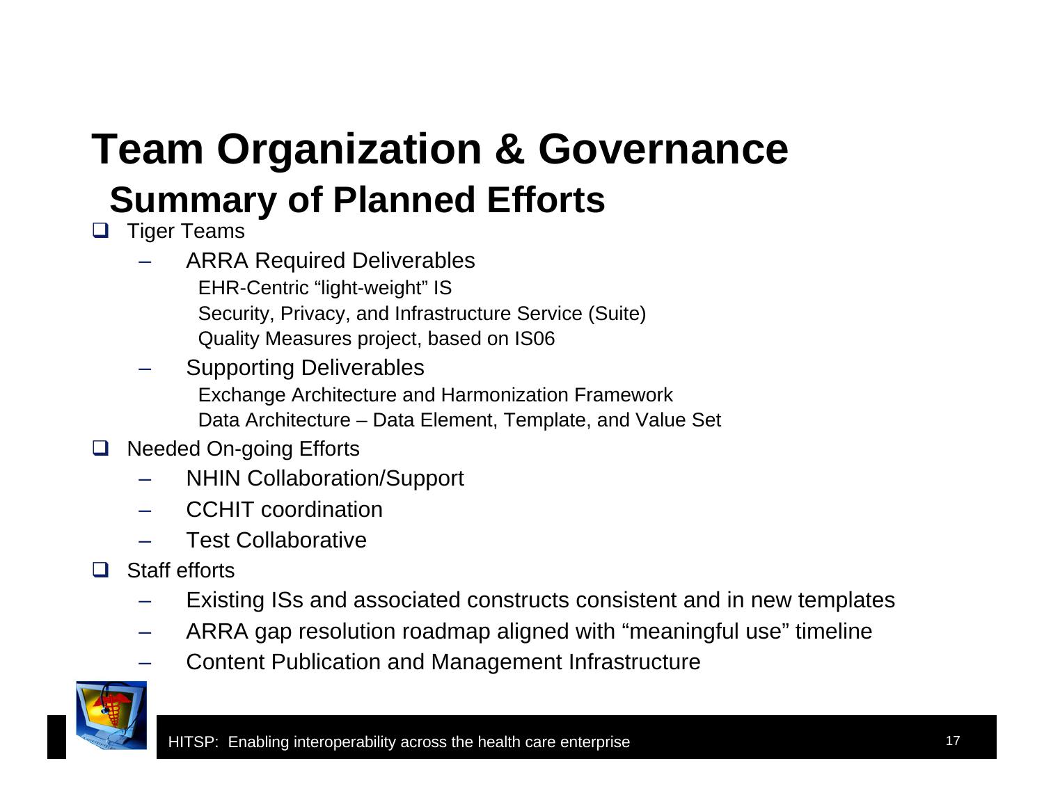# Team Organization & Governance

## Summary of Planned Efforts

- Tiger Teams
  - ARRA Required Deliverables
    - EHR-Centric “light-weight” IS
    - Security, Privacy, and Infrastructure Service (Suite)
    - Quality Measures project, based on IS06
  - Supporting Deliverables
    - Exchange Architecture and Harmonization Framework
    - Data Architecture – Data Element, Template, and Value Set
- Needed On-going Efforts
  - NHIN Collaboration/Support
  - CCHIT coordination
  - Test Collaborative
- Staff efforts
  - Existing ISs and associated constructs consistent and in new templates
  - ARRA gap resolution roadmap aligned with “meaningful use” timeline
  - Content Publication and Management Infrastructure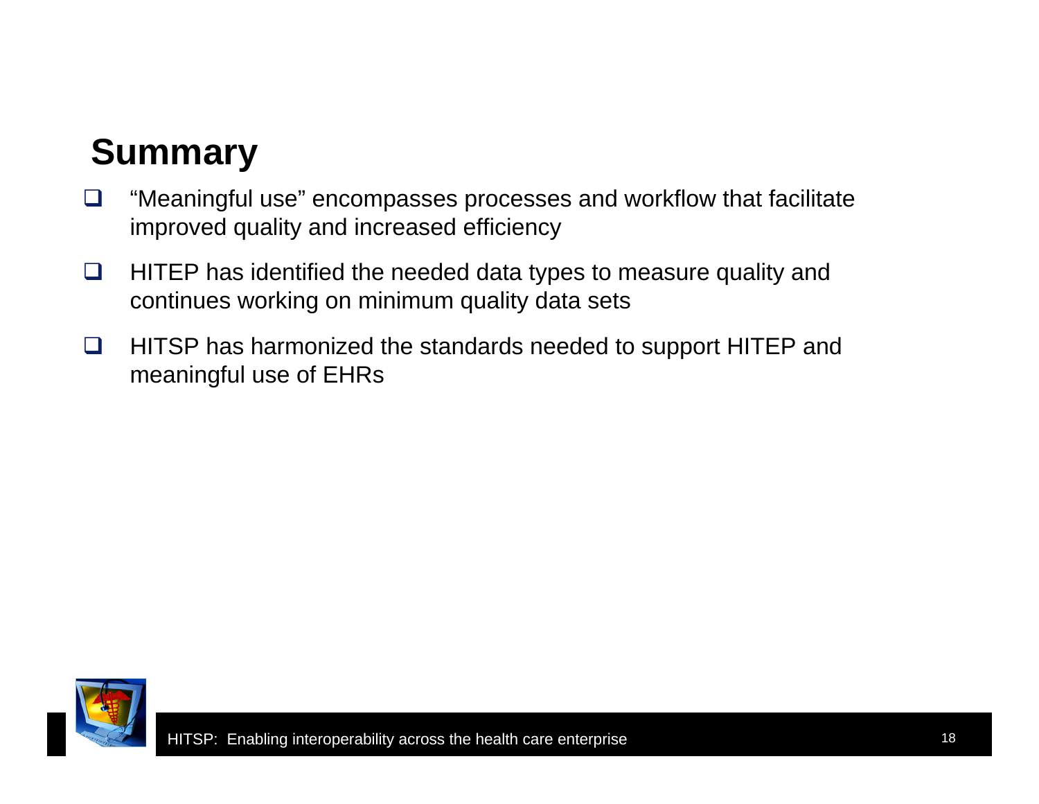## Summary

- "Meaningful use" encompasses processes and workflow that facilitate improved quality and increased efficiency
- HITEP has identified the needed data types to measure quality and continues working on minimum quality data sets
- HITSP has harmonized the standards needed to support HITEP and meaningful use of EHRs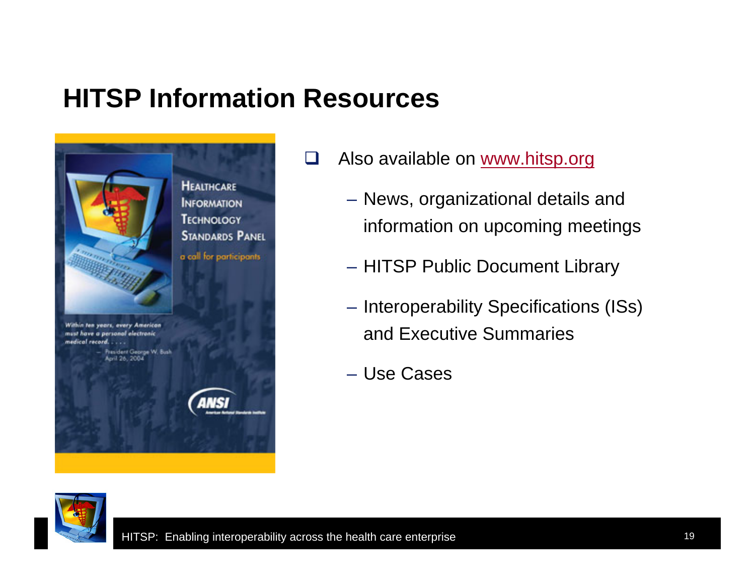# HITSP Information Resources

HEALTHCARE INFORMATION TECHNOLOGY STANDARDS PANEL

a call for participants

*Within ten years, every American must have a personal electronic medical record. . . . .*

— President George W. Bush
April 26, 2004

ANSI

- Also available on www.hitsp.org
  - News, organizational details and information on upcoming meetings
  - HITSP Public Document Library
  - Interoperability Specifications (ISs) and Executive Summaries
  - Use Cases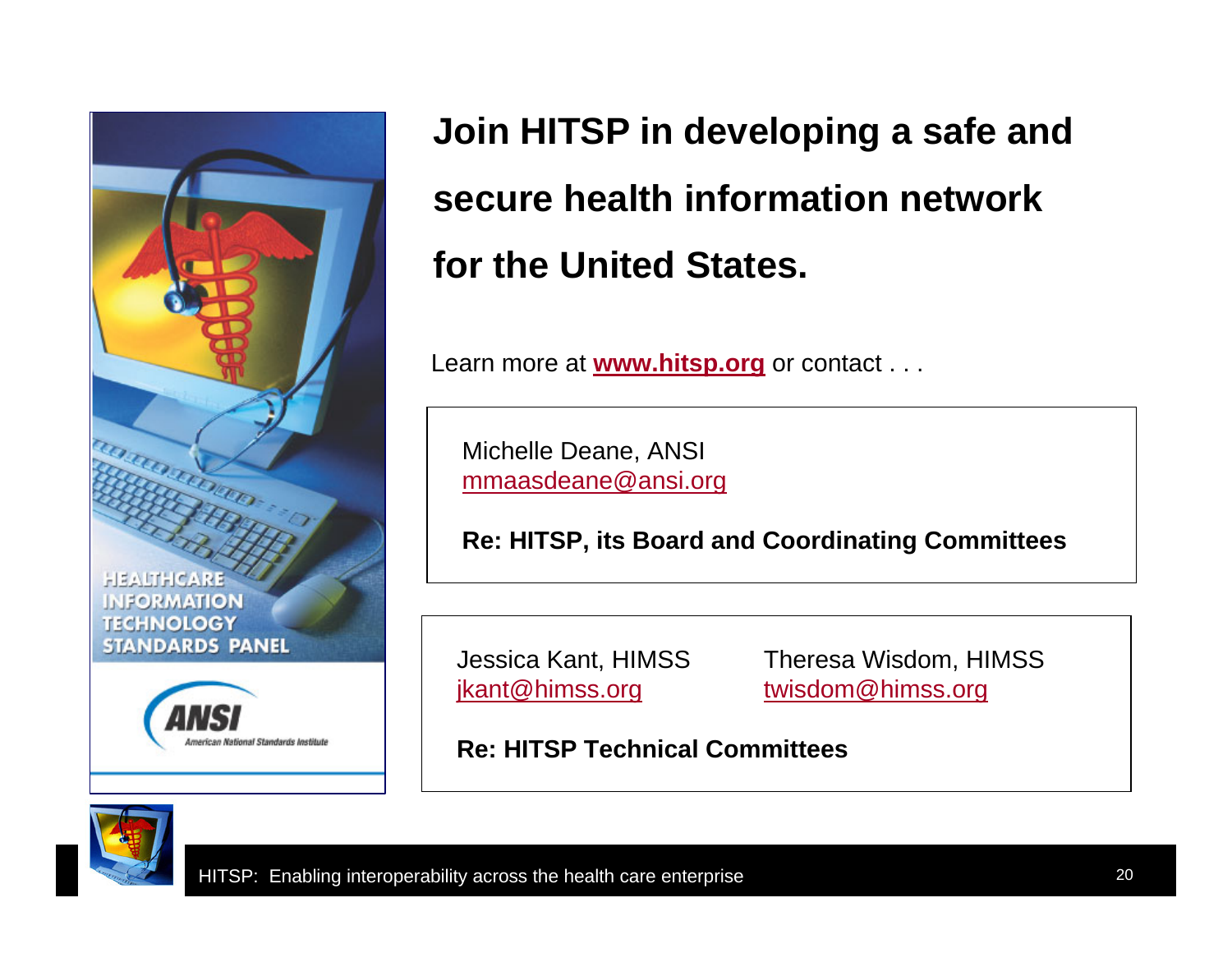# Join HITSP in developing a safe and secure health information network for the United States.

Learn more at **www.hitsp.org** or contact . . .

Michelle Deane, ANSI
mmaasdeane@ansi.org

**Re: HITSP, its Board and Coordinating Committees**

Jessica Kant, HIMSS
jkant@himss.org

Theresa Wisdom, HIMSS
twisdom@himss.org

**Re: HITSP Technical Committees**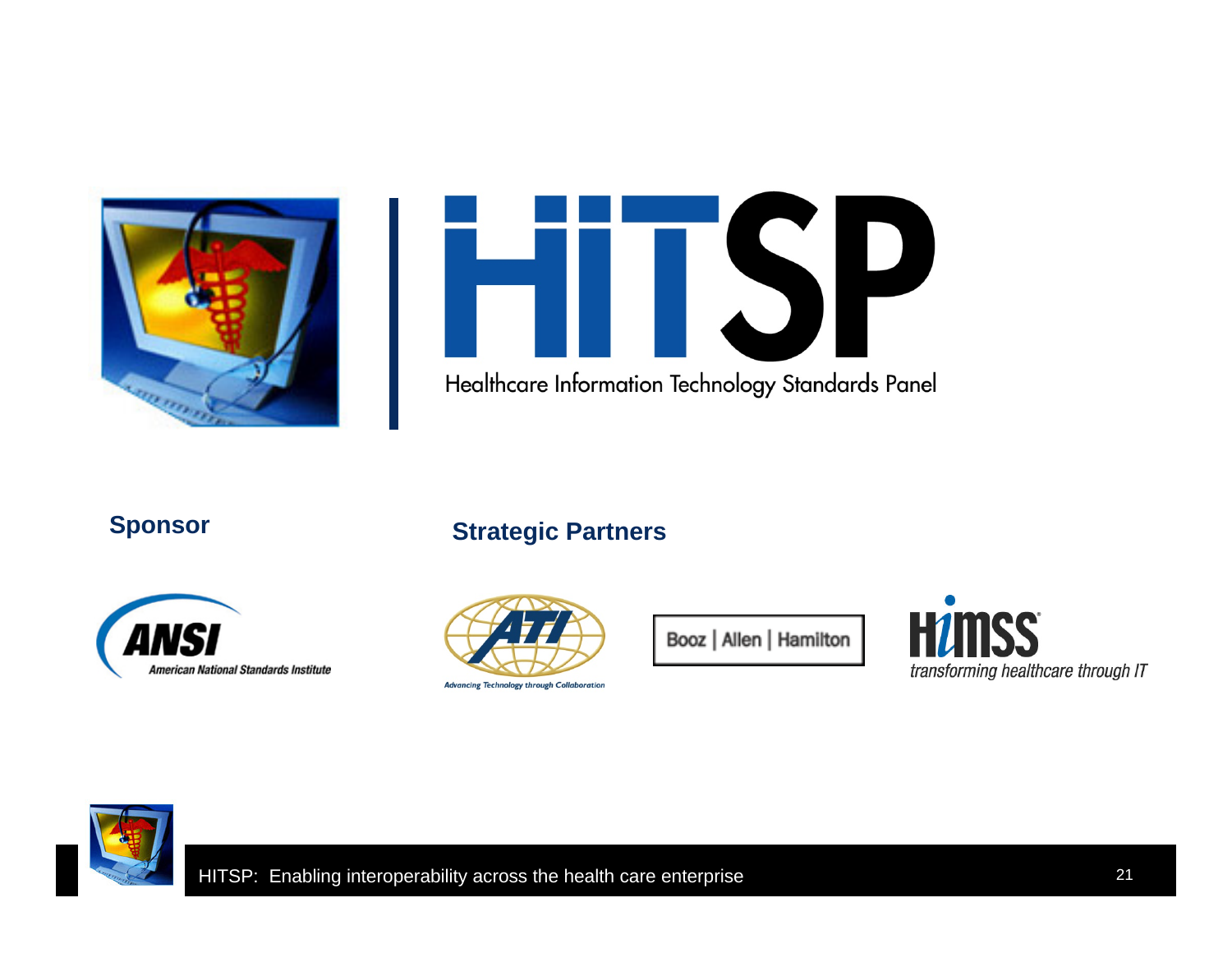# HITSP

Healthcare Information Technology Standards Panel

**Sponsor**

ANSI

American National Standards Institute

**Strategic Partners**

ATI

Advancing Technology through Collaboration

Booz | Allen | Hamilton

HIMSS

transforming healthcare through IT